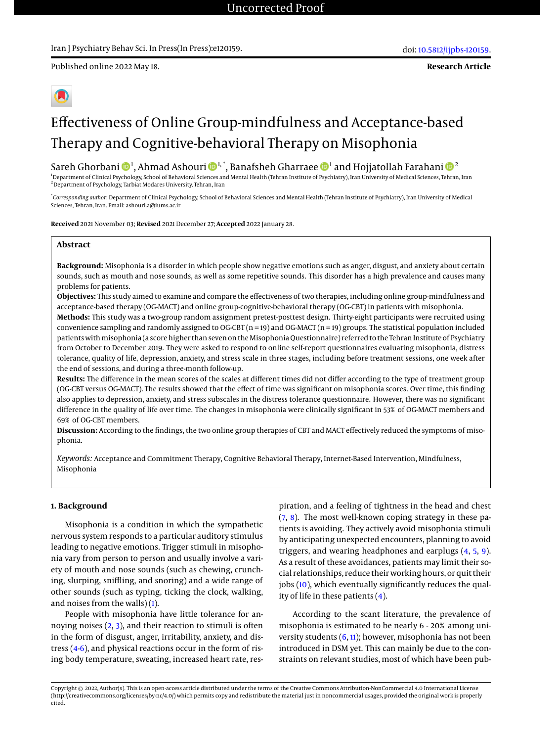Uncorrected Proof

Iran J Psychiatry Behav Sci. In Press(In Press):e120159. doi: 10.5812/ijpbs-120159.

Published online 2022 May 18.

**Research Article**

# Effectiveness of Online Group-mindfulness and Acceptance-based Therapy and Cognitive-behavioral Therapy on Misophonia

Sareh Ghorbani [1], Ahmad Ashouri [1,*], Banafsheh Gharraee [1] and Hojjatollah Farahani [2]

[1] Department of Clinical Psychology, School of Behavioral Sciences and Mental Health (Tehran Institute of Psychiatry), Iran University of Medical Sciences, Tehran, Iran
[2] Department of Psychology, Tarbiat Modares University, Tehran, Iran

[*] *Corresponding author*: Department of Clinical Psychology, School of Behavioral Sciences and Mental Health (Tehran Institute of Psychiatry), Iran University of Medical Sciences, Tehran, Iran. Email: ashouri.a@iums.ac.ir

**Received** 2021 November 03; **Revised** 2021 December 27; **Accepted** 2022 January 28.

## Abstract

**Background:** Misophonia is a disorder in which people show negative emotions such as anger, disgust, and anxiety about certain sounds, such as mouth and nose sounds, as well as some repetitive sounds. This disorder has a high prevalence and causes many problems for patients.

**Objectives:** This study aimed to examine and compare the effectiveness of two therapies, including online group-mindfulness and acceptance-based therapy (OG-MACT) and online group-cognitive-behavioral therapy (OG-CBT) in patients with misophonia.

**Methods:** This study was a two-group random assignment pretest-posttest design. Thirty-eight participants were recruited using convenience sampling and randomly assigned to OG-CBT (n = 19) and OG-MACT (n = 19) groups. The statistical population included patients with misophonia (a score higher than seven on the Misophonia Questionnaire) referred to the Tehran Institute of Psychiatry from October to December 2019. They were asked to respond to online self-report questionnaires evaluating misophonia, distress tolerance, quality of life, depression, anxiety, and stress scale in three stages, including before treatment sessions, one week after the end of sessions, and during a three-month follow-up.

**Results:** The difference in the mean scores of the scales at different times did not differ according to the type of treatment group (OG-CBT versus OG-MACT). The results showed that the effect of time was significant on misophonia scores. Over time, this finding also applies to depression, anxiety, and stress subscales in the distress tolerance questionnaire. However, there was no significant difference in the quality of life over time. The changes in misophonia were clinically significant in 53% of OG-MACT members and 69% of OG-CBT members.

**Discussion:** According to the findings, the two online group therapies of CBT and MACT effectively reduced the symptoms of misophonia.

*Keywords:* Acceptance and Commitment Therapy, Cognitive Behavioral Therapy, Internet-Based Intervention, Mindfulness, Misophonia

## 1. Background

Misophonia is a condition in which the sympathetic nervous system responds to a particular auditory stimulus leading to negative emotions. Trigger stimuli in misophonia vary from person to person and usually involve a variety of mouth and nose sounds (such as chewing, crunching, slurping, sniffing, and snoring) and a wide range of other sounds (such as typing, ticking the clock, walking, and noises from the walls) (1).

People with misophonia have little tolerance for annoying noises (2, 3), and their reaction to stimuli is often in the form of disgust, anger, irritability, anxiety, and distress (4-6), and physical reactions occur in the form of rising body temperature, sweating, increased heart rate, respiration, and a feeling of tightness in the head and chest (7, 8). The most well-known coping strategy in these patients is avoiding. They actively avoid misophonia stimuli by anticipating unexpected encounters, planning to avoid triggers, and wearing headphones and earplugs (4, 5, 9). As a result of these avoidances, patients may limit their social relationships, reduce their working hours, or quit their jobs (10), which eventually significantly reduces the quality of life in these patients (4).

According to the scant literature, the prevalence of misophonia is estimated to be nearly 6 - 20% among university students (6, 11); however, misophonia has not been introduced in DSM yet. This can mainly be due to the constraints on relevant studies, most of which have been pub-

Copyright © 2022, Author(s). This is an open-access article distributed under the terms of the Creative Commons Attribution-NonCommercial 4.0 International License (http://creativecommons.org/licenses/by-nc/4.0/) which permits copy and redistribute the material just in noncommercial usages, provided the original work is properly cited.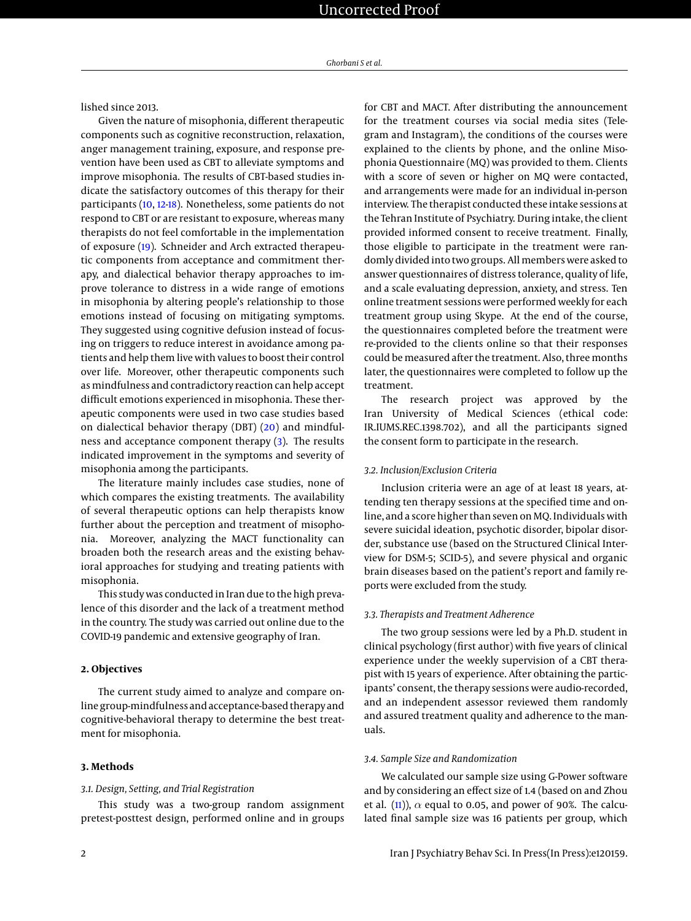lished since 2013.

Given the nature of misophonia, different therapeutic components such as cognitive reconstruction, relaxation, anger management training, exposure, and response prevention have been used as CBT to alleviate symptoms and improve misophonia. The results of CBT-based studies indicate the satisfactory outcomes of this therapy for their participants (10, 12-18). Nonetheless, some patients do not respond to CBT or are resistant to exposure, whereas many therapists do not feel comfortable in the implementation of exposure (19). Schneider and Arch extracted therapeutic components from acceptance and commitment therapy, and dialectical behavior therapy approaches to improve tolerance to distress in a wide range of emotions in misophonia by altering people's relationship to those emotions instead of focusing on mitigating symptoms. They suggested using cognitive defusion instead of focusing on triggers to reduce interest in avoidance among patients and help them live with values to boost their control over life. Moreover, other therapeutic components such as mindfulness and contradictory reaction can help accept difficult emotions experienced in misophonia. These therapeutic components were used in two case studies based on dialectical behavior therapy (DBT) (20) and mindfulness and acceptance component therapy (3). The results indicated improvement in the symptoms and severity of misophonia among the participants.

The literature mainly includes case studies, none of which compares the existing treatments. The availability of several therapeutic options can help therapists know further about the perception and treatment of misophonia. Moreover, analyzing the MACT functionality can broaden both the research areas and the existing behavioral approaches for studying and treating patients with misophonia.

This study was conducted in Iran due to the high prevalence of this disorder and the lack of a treatment method in the country. The study was carried out online due to the COVID-19 pandemic and extensive geography of Iran.

## 2. Objectives

The current study aimed to analyze and compare online group-mindfulness and acceptance-based therapy and cognitive-behavioral therapy to determine the best treatment for misophonia.

## 3. Methods

### 3.1. Design, Setting, and Trial Registration

This study was a two-group random assignment pretest-posttest design, performed online and in groups for CBT and MACT. After distributing the announcement for the treatment courses via social media sites (Telegram and Instagram), the conditions of the courses were explained to the clients by phone, and the online Misophonia Questionnaire (MQ) was provided to them. Clients with a score of seven or higher on MQ were contacted, and arrangements were made for an individual in-person interview. The therapist conducted these intake sessions at the Tehran Institute of Psychiatry. During intake, the client provided informed consent to receive treatment. Finally, those eligible to participate in the treatment were randomly divided into two groups. All members were asked to answer questionnaires of distress tolerance, quality of life, and a scale evaluating depression, anxiety, and stress. Ten online treatment sessions were performed weekly for each treatment group using Skype. At the end of the course, the questionnaires completed before the treatment were re-provided to the clients online so that their responses could be measured after the treatment. Also, three months later, the questionnaires were completed to follow up the treatment.

The research project was approved by the Iran University of Medical Sciences (ethical code: IR.IUMS.REC.1398.702), and all the participants signed the consent form to participate in the research.

### 3.2. Inclusion/Exclusion Criteria

Inclusion criteria were an age of at least 18 years, attending ten therapy sessions at the specified time and online, and a score higher than seven on MQ. Individuals with severe suicidal ideation, psychotic disorder, bipolar disorder, substance use (based on the Structured Clinical Interview for DSM-5; SCID-5), and severe physical and organic brain diseases based on the patient's report and family reports were excluded from the study.

### 3.3. Therapists and Treatment Adherence

The two group sessions were led by a Ph.D. student in clinical psychology (first author) with five years of clinical experience under the weekly supervision of a CBT therapist with 15 years of experience. After obtaining the participants' consent, the therapy sessions were audio-recorded, and an independent assessor reviewed them randomly and assured treatment quality and adherence to the manuals.

### 3.4. Sample Size and Randomization

We calculated our sample size using G-Power software and by considering an effect size of 1.4 (based on and Zhou et al. (11)), $\alpha$ equal to 0.05, and power of 90%. The calculated final sample size was 16 patients per group, which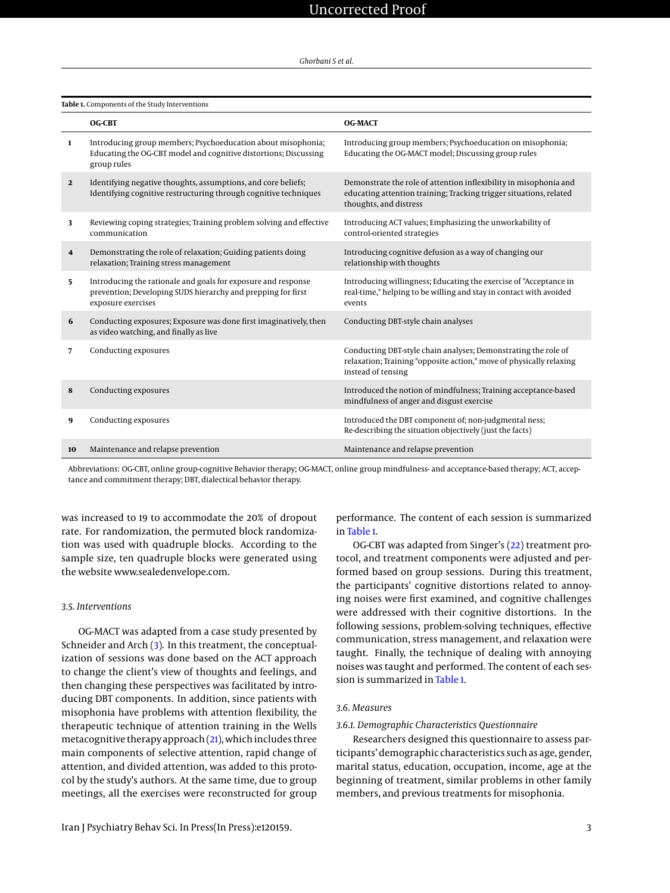**Table 1.** Components of the Study Interventions

| | OG-CBT | OG-MACT |
|---|---|---|
| **1** | Introducing group members; Psychoeducation about misophonia; Educating the OG-CBT model and cognitive distortions; Discussing group rules | Introducing group members; Psychoeducation on misophonia; Educating the OG-MACT model; Discussing group rules |
| **2** | Identifying negative thoughts, assumptions, and core beliefs; Identifying cognitive restructuring through cognitive techniques | Demonstrate the role of attention inflexibility in misophonia and educating attention training; Tracking trigger situations, related thoughts, and distress |
| **3** | Reviewing coping strategies; Training problem solving and effective communication | Introducing ACT values; Emphasizing the unworkability of control-oriented strategies |
| **4** | Demonstrating the role of relaxation; Guiding patients doing relaxation; Training stress management | Introducing cognitive defusion as a way of changing our relationship with thoughts |
| **5** | Introducing the rationale and goals for exposure and response prevention; Developing SUDS hierarchy and prepping for first exposure exercises | Introducing willingness; Educating the exercise of "Acceptance in real-time," helping to be willing and stay in contact with avoided events |
| **6** | Conducting exposures; Exposure was done first imaginatively, then as video watching, and finally as live | Conducting DBT-style chain analyses |
| **7** | Conducting exposures | Conducting DBT-style chain analyses; Demonstrating the role of relaxation; Training "opposite action," move of physically relaxing instead of tensing |
| **8** | Conducting exposures | Introduced the notion of mindfulness; Training acceptance-based mindfulness of anger and disgust exercise |
| **9** | Conducting exposures | Introduced the DBT component of; non-judgmental ness; Re-describing the situation objectively (just the facts) |
| **10** | Maintenance and relapse prevention | Maintenance and relapse prevention |

Abbreviations: OG-CBT, online group-cognitive Behavior therapy; OG-MACT, online group mindfulness- and acceptance-based therapy; ACT, acceptance and commitment therapy; DBT, dialectical behavior therapy.

was increased to 19 to accommodate the 20% of dropout rate. For randomization, the permuted block randomization was used with quadruple blocks. According to the sample size, ten quadruple blocks were generated using the website www.sealedenvelope.com.

### 3.5. Interventions

OG-MACT was adapted from a case study presented by Schneider and Arch (3). In this treatment, the conceptualization of sessions was done based on the ACT approach to change the client's view of thoughts and feelings, and then changing these perspectives was facilitated by introducing DBT components. In addition, since patients with misophonia have problems with attention flexibility, the therapeutic technique of attention training in the Wells metacognitive therapy approach (21), which includes three main components of selective attention, rapid change of attention, and divided attention, was added to this protocol by the study's authors. At the same time, due to group meetings, all the exercises were reconstructed for group performance. The content of each session is summarized in Table 1.

OG-CBT was adapted from Singer's (22) treatment protocol, and treatment components were adjusted and performed based on group sessions. During this treatment, the participants' cognitive distortions related to annoying noises were first examined, and cognitive challenges were addressed with their cognitive distortions. In the following sessions, problem-solving techniques, effective communication, stress management, and relaxation were taught. Finally, the technique of dealing with annoying noises was taught and performed. The content of each session is summarized in Table 1.

### 3.6. Measures

#### 3.6.1. Demographic Characteristics Questionnaire

Researchers designed this questionnaire to assess participants' demographic characteristics such as age, gender, marital status, education, occupation, income, age at the beginning of treatment, similar problems in other family members, and previous treatments for misophonia.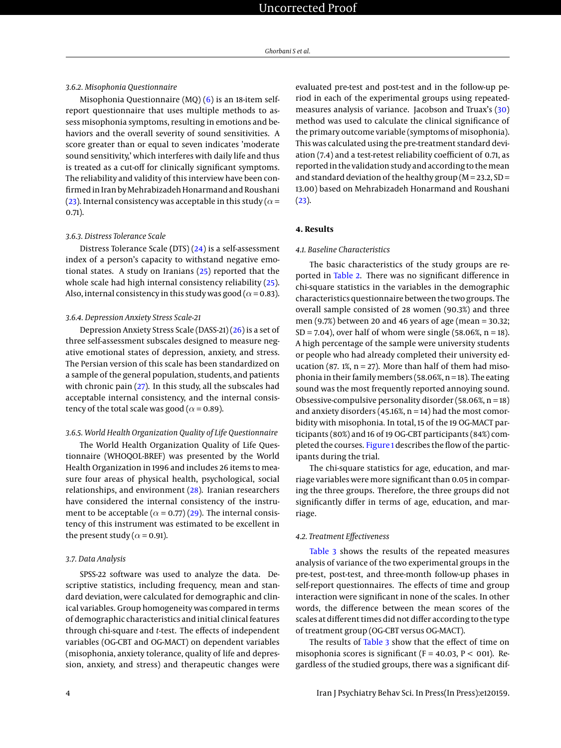#### 3.6.2. Misophonia Questionnaire

Misophonia Questionnaire (MQ) (6) is an 18-item self-report questionnaire that uses multiple methods to assess misophonia symptoms, resulting in emotions and behaviors and the overall severity of sound sensitivities. A score greater than or equal to seven indicates 'moderate sound sensitivity,' which interferes with daily life and thus is treated as a cut-off for clinically significant symptoms. The reliability and validity of this interview have been confirmed in Iran by Mehrabizadeh Honarmand and Roushani (23). Internal consistency was acceptable in this study ($\alpha$ = 0.71).

#### 3.6.3. Distress Tolerance Scale

Distress Tolerance Scale (DTS) (24) is a self-assessment index of a person's capacity to withstand negative emotional states. A study on Iranians (25) reported that the whole scale had high internal consistency reliability (25). Also, internal consistency in this study was good ($\alpha$ = 0.83).

#### 3.6.4. Depression Anxiety Stress Scale-21

Depression Anxiety Stress Scale (DASS-21) (26) is a set of three self-assessment subscales designed to measure negative emotional states of depression, anxiety, and stress. The Persian version of this scale has been standardized on a sample of the general population, students, and patients with chronic pain (27). In this study, all the subscales had acceptable internal consistency, and the internal consistency of the total scale was good ($\alpha$ = 0.89).

#### 3.6.5. World Health Organization Quality of Life Questionnaire

The World Health Organization Quality of Life Questionnaire (WHOQOL-BREF) was presented by the World Health Organization in 1996 and includes 26 items to measure four areas of physical health, psychological, social relationships, and environment (28). Iranian researchers have considered the internal consistency of the instrument to be acceptable ($\alpha$ = 0.77) (29). The internal consistency of this instrument was estimated to be excellent in the present study ($\alpha$ = 0.91).

### 3.7. Data Analysis

SPSS-22 software was used to analyze the data. Descriptive statistics, including frequency, mean and standard deviation, were calculated for demographic and clinical variables. Group homogeneity was compared in terms of demographic characteristics and initial clinical features through chi-square and *t*-test. The effects of independent variables (OG-CBT and OG-MACT) on dependent variables (misophonia, anxiety tolerance, quality of life and depression, anxiety, and stress) and therapeutic changes were evaluated pre-test and post-test and in the follow-up period in each of the experimental groups using repeated-measures analysis of variance. Jacobson and Truax's (30) method was used to calculate the clinical significance of the primary outcome variable (symptoms of misophonia). This was calculated using the pre-treatment standard deviation (7.4) and a test-retest reliability coefficient of 0.71, as reported in the validation study and according to the mean and standard deviation of the healthy group (M = 23.2, SD = 13.00) based on Mehrabizadeh Honarmand and Roushani (23).

## 4. Results

### 4.1. Baseline Characteristics

The basic characteristics of the study groups are reported in Table 2. There was no significant difference in chi-square statistics in the variables in the demographic characteristics questionnaire between the two groups. The overall sample consisted of 28 women (90.3%) and three men (9.7%) between 20 and 46 years of age (mean = 30.32; SD = 7.04), over half of whom were single (58.06%, n = 18). A high percentage of the sample were university students or people who had already completed their university education (87. 1%, n = 27). More than half of them had misophonia in their family members (58.06%, n = 18). The eating sound was the most frequently reported annoying sound. Obsessive-compulsive personality disorder (58.06%, n = 18) and anxiety disorders (45.16%, n = 14) had the most comorbidity with misophonia. In total, 15 of the 19 OG-MACT participants (80%) and 16 of 19 OG-CBT participants (84%) completed the courses. Figure 1 describes the flow of the participants during the trial.

The chi-square statistics for age, education, and marriage variables were more significant than 0.05 in comparing the three groups. Therefore, the three groups did not significantly differ in terms of age, education, and marriage.

### 4.2. Treatment Effectiveness

Table 3 shows the results of the repeated measures analysis of variance of the two experimental groups in the pre-test, post-test, and three-month follow-up phases in self-report questionnaires. The effects of time and group interaction were significant in none of the scales. In other words, the difference between the mean scores of the scales at different times did not differ according to the type of treatment group (OG-CBT versus OG-MACT).

The results of Table 3 show that the effect of time on misophonia scores is significant (F = 40.03, P < 001). Regardless of the studied groups, there was a significant dif-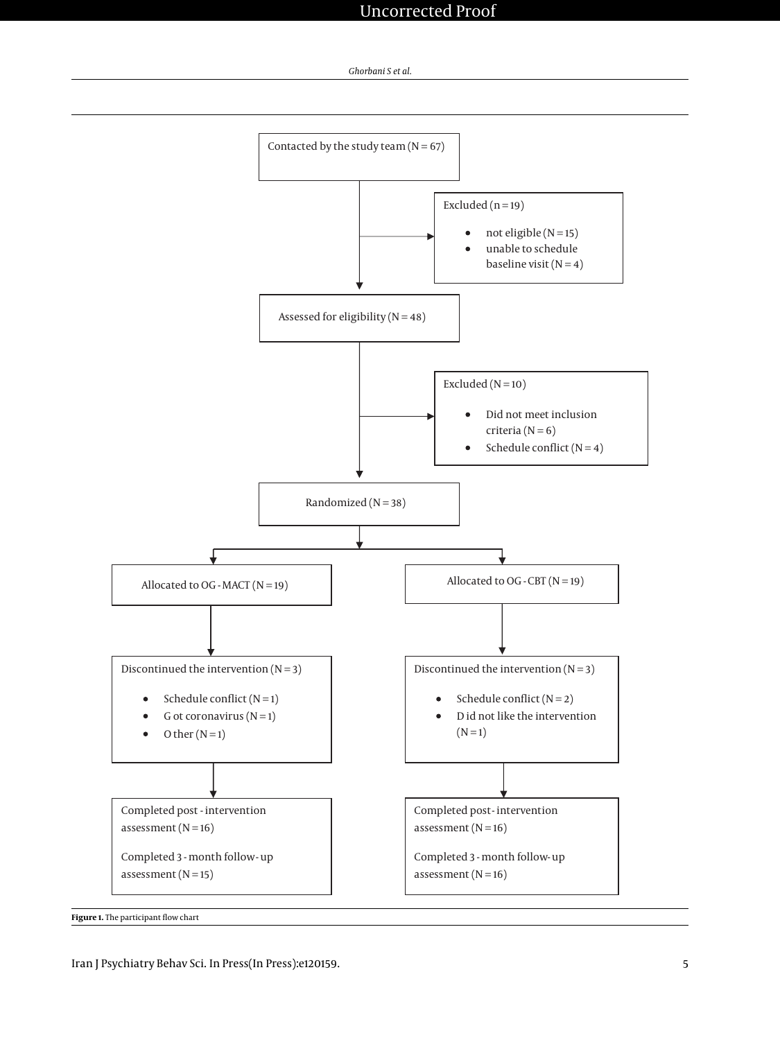Contacted by the study team (N = 67)

Excluded (n = 19)

- not eligible (N = 15)
- unable to schedule baseline visit (N = 4)

Assessed for eligibility (N = 48)

Excluded (N = 10)

- Did not meet inclusion criteria (N = 6)
- Schedule conflict (N = 4)

Randomized (N = 38)

Allocated to OG - MACT (N = 19)

Discontinued the intervention (N = 3)

- Schedule conflict (N = 1)
- Got coronavirus (N = 1)
- Other (N = 1)

Completed post - intervention assessment (N = 16)

Completed 3 - month follow- up assessment (N = 15)

Allocated to OG - CBT (N = 19)

Discontinued the intervention (N = 3)

- Schedule conflict (N = 2)
- Did not like the intervention (N = 1)

Completed post - intervention assessment (N = 16)

Completed 3 - month follow- up assessment (N = 16)

**Figure 1.** The participant flow chart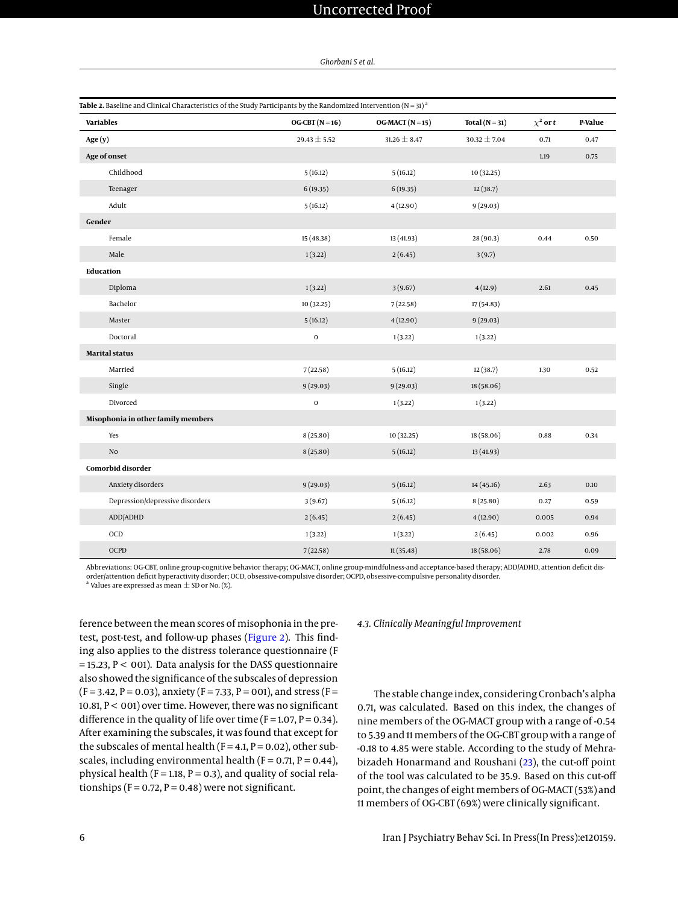**Table 2.** Baseline and Clinical Characteristics of the Study Participants by the Randomized Intervention (N = 31) [a]

| Variables | OG-CBT (N = 16) | OG-MACT (N = 15) | Total (N = 31) | $\chi^2$ or t | P-Value |
|---|---|---|---|---|---|
| **Age (y)** | 29.43 ± 5.52 | 31.26 ± 8.47 | 30.32 ± 7.04 | 0.71 | 0.47 |
| **Age of onset** | | | | 1.19 | 0.75 |
| Childhood | 5 (16.12) | 5 (16.12) | 10 (32.25) | | |
| Teenager | 6 (19.35) | 6 (19.35) | 12 (38.7) | | |
| Adult | 5 (16.12) | 4 (12.90) | 9 (29.03) | | |
| **Gender** | | | | | |
| Female | 15 (48.38) | 13 (41.93) | 28 (90.3) | 0.44 | 0.50 |
| Male | 1 (3.22) | 2 (6.45) | 3 (9.7) | | |
| **Education** | | | | | |
| Diploma | 1 (3.22) | 3 (9.67) | 4 (12.9) | 2.61 | 0.45 |
| Bachelor | 10 (32.25) | 7 (22.58) | 17 (54.83) | | |
| Master | 5 (16.12) | 4 (12.90) | 9 (29.03) | | |
| Doctoral | 0 | 1 (3.22) | 1 (3.22) | | |
| **Marital status** | | | | | |
| Married | 7 (22.58) | 5 (16.12) | 12 (38.7) | 1.30 | 0.52 |
| Single | 9 (29.03) | 9 (29.03) | 18 (58.06) | | |
| Divorced | 0 | 1 (3.22) | 1 (3.22) | | |
| **Misophonia in other family members** | | | | | |
| Yes | 8 (25.80) | 10 (32.25) | 18 (58.06) | 0.88 | 0.34 |
| No | 8 (25.80) | 5 (16.12) | 13 (41.93) | | |
| **Comorbid disorder** | | | | | |
| Anxiety disorders | 9 (29.03) | 5 (16.12) | 14 (45.16) | 2.63 | 0.10 |
| Depression/depressive disorders | 3 (9.67) | 5 (16.12) | 8 (25.80) | 0.27 | 0.59 |
| ADD/ADHD | 2 (6.45) | 2 (6.45) | 4 (12.90) | 0.005 | 0.94 |
| OCD | 1 (3.22) | 1 (3.22) | 2 (6.45) | 0.002 | 0.96 |
| OCPD | 7 (22.58) | 11 (35.48) | 18 (58.06) | 2.78 | 0.09 |

Abbreviations: OG-CBT, online group-cognitive behavior therapy; OG-MACT, online group-mindfulness-and acceptance-based therapy; ADD/ADHD, attention deficit disorder/attention deficit hyperactivity disorder; OCD, obsessive-compulsive disorder; OCPD, obsessive-compulsive personality disorder.
[a] Values are expressed as mean ± SD or No. (%).

ference between the mean scores of misophonia in the pre-test, post-test, and follow-up phases (Figure 2). This finding also applies to the distress tolerance questionnaire (F = 15.23, P < 001). Data analysis for the DASS questionnaire also showed the significance of the subscales of depression (F = 3.42, P = 0.03), anxiety (F = 7.33, P = 001), and stress (F = 10.81, P < 001) over time. However, there was no significant difference in the quality of life over time (F = 1.07, P = 0.34). After examining the subscales, it was found that except for the subscales of mental health (F = 4.1, P = 0.02), other subscales, including environmental health (F = 0.71, P = 0.44), physical health (F = 1.18, P = 0.3), and quality of social relationships (F = 0.72, P = 0.48) were not significant.

### 4.3. Clinically Meaningful Improvement

The stable change index, considering Cronbach's alpha 0.71, was calculated. Based on this index, the changes of nine members of the OG-MACT group with a range of -0.54 to 5.39 and 11 members of the OG-CBT group with a range of -0.18 to 4.85 were stable. According to the study of Mehrabizadeh Honarmand and Roushani (23), the cut-off point of the tool was calculated to be 35.9. Based on this cut-off point, the changes of eight members of OG-MACT (53%) and 11 members of OG-CBT (69%) were clinically significant.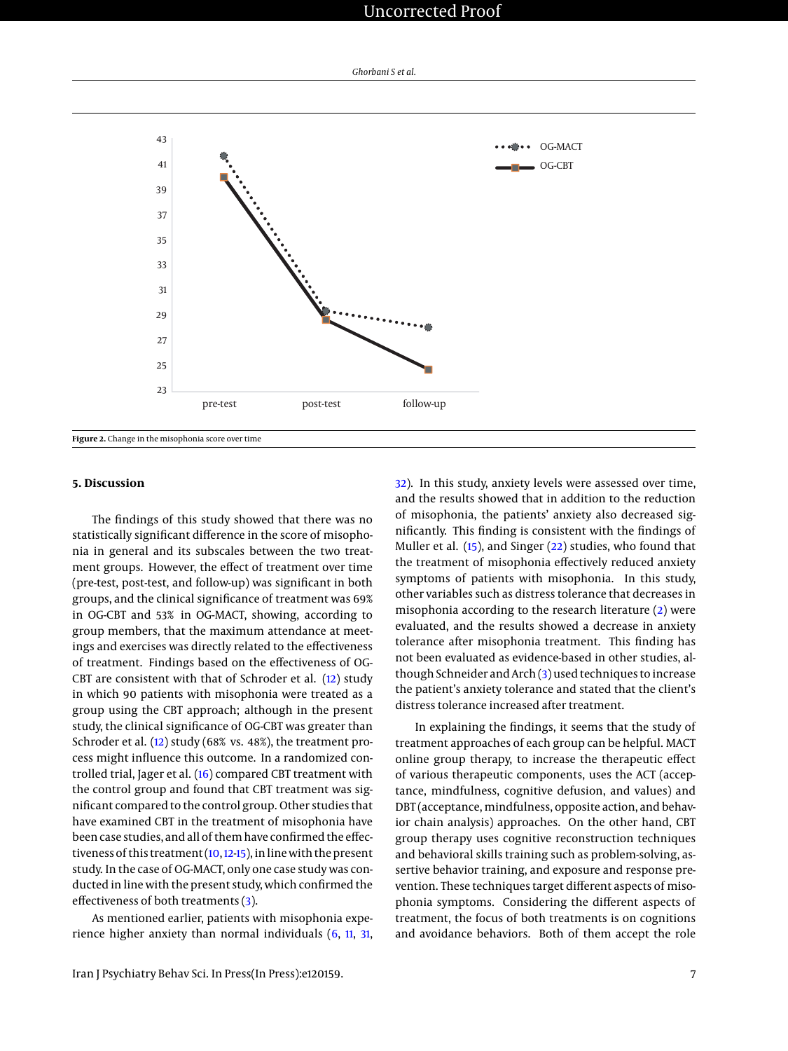Figure 2. Change in the misophonia score over time

## 5. Discussion

The findings of this study showed that there was no statistically significant difference in the score of misophonia in general and its subscales between the two treatment groups. However, the effect of treatment over time (pre-test, post-test, and follow-up) was significant in both groups, and the clinical significance of treatment was 69% in OG-CBT and 53% in OG-MACT, showing, according to group members, that the maximum attendance at meetings and exercises was directly related to the effectiveness of treatment. Findings based on the effectiveness of OG-CBT are consistent with that of Schroder et al. (12) study in which 90 patients with misophonia were treated as a group using the CBT approach; although in the present study, the clinical significance of OG-CBT was greater than Schroder et al. (12) study (68% vs. 48%), the treatment process might influence this outcome. In a randomized controlled trial, Jager et al. (16) compared CBT treatment with the control group and found that CBT treatment was significant compared to the control group. Other studies that have examined CBT in the treatment of misophonia have been case studies, and all of them have confirmed the effectiveness of this treatment (10, 12-15), in line with the present study. In the case of OG-MACT, only one case study was conducted in line with the present study, which confirmed the effectiveness of both treatments (3).

As mentioned earlier, patients with misophonia experience higher anxiety than normal individuals (6, 11, 31, 32). In this study, anxiety levels were assessed over time, and the results showed that in addition to the reduction of misophonia, the patients' anxiety also decreased significantly. This finding is consistent with the findings of Muller et al. (15), and Singer (22) studies, who found that the treatment of misophonia effectively reduced anxiety symptoms of patients with misophonia. In this study, other variables such as distress tolerance that decreases in misophonia according to the research literature (2) were evaluated, and the results showed a decrease in anxiety tolerance after misophonia treatment. This finding has not been evaluated as evidence-based in other studies, although Schneider and Arch (3) used techniques to increase the patient's anxiety tolerance and stated that the client's distress tolerance increased after treatment.

In explaining the findings, it seems that the study of treatment approaches of each group can be helpful. MACT online group therapy, to increase the therapeutic effect of various therapeutic components, uses the ACT (acceptance, mindfulness, cognitive defusion, and values) and DBT (acceptance, mindfulness, opposite action, and behavior chain analysis) approaches. On the other hand, CBT group therapy uses cognitive reconstruction techniques and behavioral skills training such as problem-solving, assertive behavior training, and exposure and response prevention. These techniques target different aspects of misophonia symptoms. Considering the different aspects of treatment, the focus of both treatments is on cognitions and avoidance behaviors. Both of them accept the role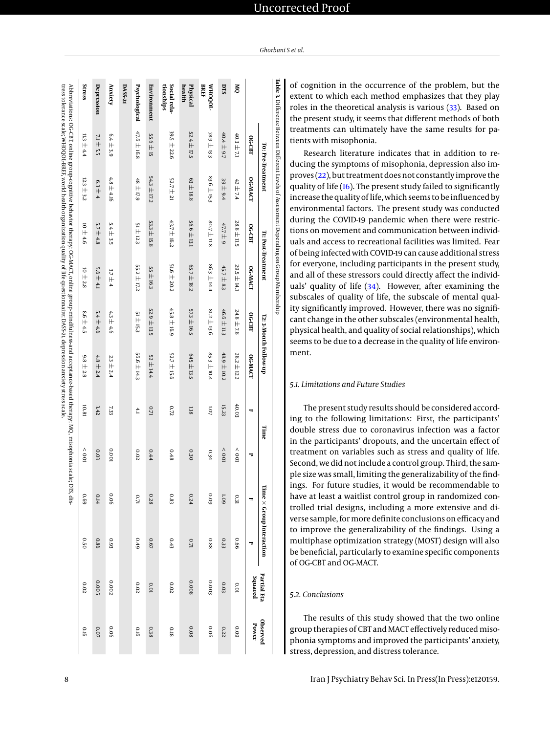of cognition in the occurrence of the problem, but the extent to which each method emphasizes that they play roles in the theoretical analysis is various (33). Based on the present study, it seems that different methods of both treatments can ultimately have the same results for patients with misophonia.

Research literature indicates that in addition to reducing the symptoms of misophonia, depression also improves (22), but treatment does not constantly improve the quality of life (16). The present study failed to significantly increase the quality of life, which seems to be influenced by environmental factors. The present study was conducted during the COVID-19 pandemic when there were restrictions on movement and communication between individuals and access to recreational facilities was limited. Fear of being infected with COVID-19 can cause additional stress for everyone, including participants in the present study, and all of these stressors could directly affect the individuals' quality of life (34). However, after examining the subscales of quality of life, the subscale of mental quality significantly improved. However, there was no significant change in the other subscales (environmental health, physical health, and quality of social relationships), which seems to be due to a decrease in the quality of life environment.

### 5.1. Limitations and Future Studies

The present study results should be considered according to the following limitations: First, the participants' double stress due to coronavirus infection was a factor in the participants' dropouts, and the uncertain effect of treatment on variables such as stress and quality of life. Second, we did not include a control group. Third, the sample size was small, limiting the generalizability of the findings. For future studies, it would be recommendable to have at least a waitlist control group in randomized controlled trial designs, including a more extensive and diverse sample, for more definite conclusions on efficacy and to improve the generalizability of the findings. Using a multiphase optimization strategy (MOST) design will also be beneficial, particularly to examine specific components of OG-CBT and OG-MACT.

### 5.2. Conclusions

The results of this study showed that the two online group therapies of CBT and MACT effectively reduced misophonia symptoms and improved the participants' anxiety, stress, depression, and distress tolerance.

**Table 3.** Difference Between Different Levels of Assessment Depending on Group Membership

| | T0: Pre-Treatment | | T1: Post-Treatment | | T2: 3-Month Follow-up | | Time | | Time × Group Interaction | | Partial Eta Squared | Observed Power |
|---|---|---|---|---|---|---|---|---|---|---|---|---|
| | OG-CBT | OG-MACT | OG-CBT | OG-MACT | OG-CBT | OG-MACT | F | P | F | P | | |
| **MQ** | 40.3 ± 7.1 | 42 ± 7.4 | 28.8 ± 11.5 | 29.5 ± 14.1 | 24.8 ± 7.8 | 28.2 ± 12.2 | 40.03 | < 0.01 | 0.31 | 0.66 | 0.01 | 0.09 |
| **DTS** | 40.4 ± 9.7 | 39 ± 9.4 | 47.7 ± 9 | 45.7 ± 8.3 | 46.6 ± 11.3 | 48.9 ± 10.2 | 15.23 | < 0.01 | 1.09 | 0.33 | 0.03 | 0.22 |
| **WHOQOL-BREF** | 78.9 ± 13.3 | 83.6 ± 15.3 | 80.7 ± 11.8 | 86.3 ± 14.4 | 81.2 ± 13.6 | 85.3 ± 10.4 | 1.07 | 0.34 | 0.09 | 0.88 | 0.003 | 0.06 |
| **Physical health** | 52.4 ± 17.5 | 63 ± 18.8 | 56.6 ± 13.1 | 65.7 ± 18.2 | 57.3 ± 16.5 | 64.5 ± 13.5 | 1.18 | 0.30 | 0.24 | 0.71 | 0.008 | 0.08 |
| **Social relationships** | 39.5 ± 22.6 | 52.7 ± 21 | 43.7 ± 16.2 | 51.6 ± 20.2 | 45.8 ± 16.9 | 52.7 ± 15.6 | 0.72 | 0.48 | 0.83 | 0.43 | 0.02 | 0.18 |
| **Environment** | 55.6 ± 15 | 54.3 ± 17.2 | 53.3 ± 15.8 | 55 ± 16.3 | 52.9 ± 13.5 | 52 ± 14.4 | 0.71 | 0.44 | 0.28 | 0.67 | 0.01 | 0.38 |
| **Psychological** | 47.6 ± 16.8 | 48 ± 17.9 | 51 ± 12.3 | 55.2 ± 17.2 | 51 ± 15.3 | 56.6 ± 14.3 | 4.1 | 0.02 | 0.71 | 0.49 | 0.02 | 0.16 |
| **DASS-21** | | | | | | | | | | | | |
| **Anxiety** | 6.4 ± 3.9 | 4.8 ± 4.16 | 5.4 ± 3.5 | 3.7 ± 4 | 4.3 ± 4.6 | 2.3 ± 2.4 | 7.33 | 0.001 | 0.06 | 0.93 | 0.002 | 0.06 |
| **Depression** | 7.1 ± 5.5 | 6.3 ± 4 | 5.7 ± 4.8 | 5.6 ± 4.1 | 5.4 ± 4.6 | 4.8 ± 2.4 | 3.42 | 0.03 | 0.14 | 0.86 | 0.005 | 0.07 |
| **Stress** | 11.3 ± 4.4 | 12.3 ± 3.2 | 10 ± 4.6 | 10 ± 2.8 | 8.6 ± 4.5 | 9.8 ± 2.9 | 10.81 | < 0.01 | 0.69 | 0.50 | 0.02 | 0.16 |

Abbreviations: OG-CBT, online group-cognitive behavior therapy; OG-MACT, online group-mindfulness-and acceptance-based therapy; MQ, misophonia scale; DTS, distress tolerance scale; WHOQOL-BREF, world health organization quality of life questionnaire; DASS-21, depression anxiety stress scale.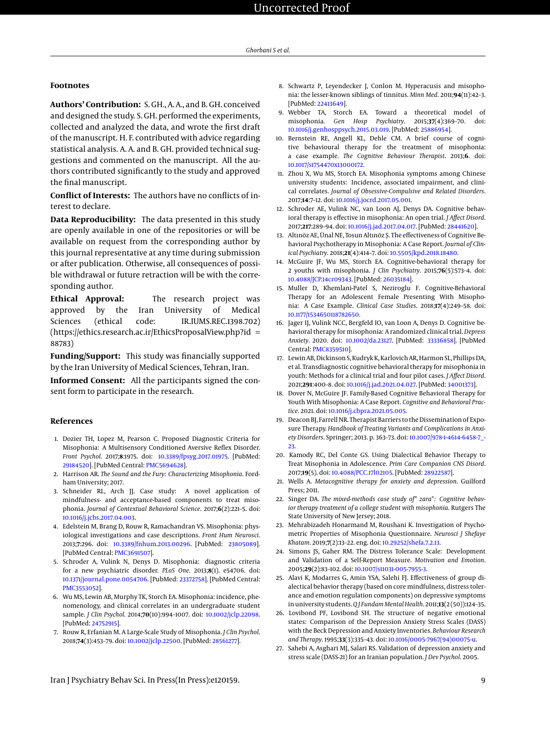## Footnotes

**Authors' Contribution:** S. GH., A. A., and B. GH. conceived and designed the study. S. GH. performed the experiments, collected and analyzed the data, and wrote the first draft of the manuscript. H. F. contributed with advice regarding statistical analysis. A. A. and B. GH. provided technical suggestions and commented on the manuscript. All the authors contributed significantly to the study and approved the final manuscript.

**Conflict of Interests:** The authors have no conflicts of interest to declare.

**Data Reproducibility:** The data presented in this study are openly available in one of the repositories or will be available on request from the corresponding author by this journal representative at any time during submission or after publication. Otherwise, all consequences of possible withdrawal or future retraction will be with the corresponding author.

**Ethical Approval:** The research project was approved by the Iran University of Medical Sciences (ethical code: IR.IUMS.REC.1398.702) (https://ethics.research.ac.ir/EthicsProposalView.php?id = 88783)

**Funding/Support:** This study was financially supported by the Iran University of Medical Sciences, Tehran, Iran.

**Informed Consent:** All the participants signed the consent form to participate in the research.

## References

1. Dozier TH, Lopez M, Pearson C. Proposed Diagnostic Criteria for Misophonia: A Multisensory Conditioned Aversive Reflex Disorder. *Front Psychol*. 2017;**8**:1975. doi: 10.3389/fpsyg.2017.01975. [PubMed: 29184520]. [PubMed Central: PMC5694628].
2. Harrison AR. *The Sound and the Fury: Characterizing Misophonia*. Fordham University; 2017.
3. Schneider RL, Arch JJ. Case study: A novel application of mindfulness- and acceptance-based components to treat misophonia. *Journal of Contextual Behavioral Science*. 2017;**6**(2):221–5. doi: 10.1016/j.jcbs.2017.04.003.
4. Edelstein M, Brang D, Rouw R, Ramachandran VS. Misophonia: physiological investigations and case descriptions. *Front Hum Neurosci*. 2013;**7**:296. doi: 10.3389/fnhum.2013.00296. [PubMed: 23805089]. [PubMed Central: PMC3691507].
5. Schroder A, Vulink N, Denys D. Misophonia: diagnostic criteria for a new psychiatric disorder. *PLoS One*. 2013;**8**(1). e54706. doi: 10.1371/journal.pone.0054706. [PubMed: 23372758]. [PubMed Central: PMC3553052].
6. Wu MS, Lewin AB, Murphy TK, Storch EA. Misophonia: incidence, phenomenology, and clinical correlates in an undergraduate student sample. *J Clin Psychol*. 2014;**70**(10):994–1007. doi: 10.1002/jclp.22098. [PubMed: 24752915].
7. Rouw R, Erfanian M. A Large-Scale Study of Misophonia. *J Clin Psychol*. 2018;**74**(3):453–79. doi: 10.1002/jclp.22500. [PubMed: 28561277].
8. Schwartz P, Leyendecker J, Conlon M. Hyperacusis and misophonia: the lesser-known siblings of tinnitus. *Minn Med*. 2011;**94**(11):42–3. [PubMed: 22413649].
9. Webber TA, Storch EA. Toward a theoretical model of misophonia. *Gen Hosp Psychiatry*. 2015;**37**(4):369–70. doi: 10.1016/j.genhosppsych.2015.03.019. [PubMed: 25886954].
10. Bernstein RE, Angell KL, Dehle CM. A brief course of cognitive behavioural therapy for the treatment of misophonia: a case example. *The Cognitive Behaviour Therapist*. 2013;**6**. doi: 10.1017/s1754470x13000172.
11. Zhou X, Wu MS, Storch EA. Misophonia symptoms among Chinese university students: Incidence, associated impairment, and clinical correlates. *Journal of Obsessive-Compulsive and Related Disorders*. 2017;**14**:7–12. doi: 10.1016/j.jocrd.2017.05.001.
12. Schroder AE, Vulink NC, van Loon AJ, Denys DA. Cognitive behavioral therapy is effective in misophonia: An open trial. *J Affect Disord*. 2017;**217**:289–94. doi: 10.1016/j.jad.2017.04.017. [PubMed: 28441620].
13. Altınöz AE, Ünal NE, Tosun Altınöz Ş. The effectiveness of Cognitive Behavioral Psychotherapy in Misophonia: A Case Report. *Journal of Clinical Psychiatry*. 2018;**21**(4):414–7. doi: 10.5505/kpd.2018.18480.
14. McGuire JF, Wu MS, Storch EA. Cognitive-behavioral therapy for 2 youths with misophonia. *J Clin Psychiatry*. 2015;**76**(5):573–4. doi: 10.4088/JCP.14cr09343. [PubMed: 26035184].
15. Muller D, Khemlani-Patel S, Neziroglu F. Cognitive-Behavioral Therapy for an Adolescent Female Presenting With Misophonia: A Case Example. *Clinical Case Studies*. 2018;**17**(4):249–58. doi: 10.1177/1534650118782650.
16. Jager IJ, Vulink NCC, Bergfeld IO, van Loon A, Denys D. Cognitive behavioral therapy for misophonia: A randomized clinical trial. *Depress Anxiety*. 2020. doi: 10.1002/da.23127. [PubMed: 33336858]. [PubMed Central: PMC8359510].
17. Lewin AB, Dickinson S, Kudryk K, Karlovich AR, Harmon SL, Phillips DA, et al. Transdiagnostic cognitive behavioral therapy for misophonia in youth: Methods for a clinical trial and four pilot cases. *J Affect Disord*. 2021;**291**:400–8. doi: 10.1016/j.jad.2021.04.027. [PubMed: 34001373].
18. Dover N, McGuire JF. Family-Based Cognitive Behavioral Therapy for Youth With Misophonia: A Case Report. *Cognitive and Behavioral Practice*. 2021. doi: 10.1016/j.cbpra.2021.05.005.
19. Deacon BJ, Farrell NR. Therapist Barriers to the Dissemination of Exposure Therapy. *Handbook of Treating Variants and Complications in Anxiety Disorders*. Springer; 2013. p. 363–73. doi: 10.1007/978-1-4614-6458-7_23.
20. Kamody RC, Del Conte GS. Using Dialectical Behavior Therapy to Treat Misophonia in Adolescence. *Prim Care Companion CNS Disord*. 2017;**19**(5). doi: 10.4088/PCC.17l02105. [PubMed: 28922587].
21. Wells A. *Metacognitive therapy for anxiety and depression*. Guilford Press; 2011.
22. Singer DA. *The mixed-methods case study of" zara": Cognitive behavior therapy treatment of a college student with misophonia*. Rutgers The State University of New Jersey; 2018.
23. Mehrabizadeh Honarmand M, Roushani K. Investigation of Psychometric Properties of Misophonia Questionnaire. *Neurosci J Shefaye Khatam*. 2019;**7**(2):13–22. eng. doi: 10.29252/shefa.7.2.13.
24. Simons JS, Gaher RM. The Distress Tolerance Scale: Development and Validation of a Self-Report Measure. *Motivation and Emotion*. 2005;**29**(2):83–102. doi: 10.1007/s11031-005-7955-3.
25. Alavi K, Modarres G, Amin YSA, Salehi FJ. Effectiveness of group dialectical behavior therapy (based on core mindfulness, distress tolerance and emotion regulation components) on depressive symptoms in university students. *Q J Fundam Mental Health*. 2011;**13**(2(50)):124–35.
26. Lovibond PF, Lovibond SH. The structure of negative emotional states: Comparison of the Depression Anxiety Stress Scales (DASS) with the Beck Depression and Anxiety Inventories. *Behaviour Research and Therapy*. 1995;**33**(3):335–43. doi: 10.1016/0005-7967(94)00075-u.
27. Sahebi A, Asghari MJ, Salari RS. Validation of depression anxiety and stress scale (DASS-21) for an Iranian population. *J Dev Psychol*. 2005.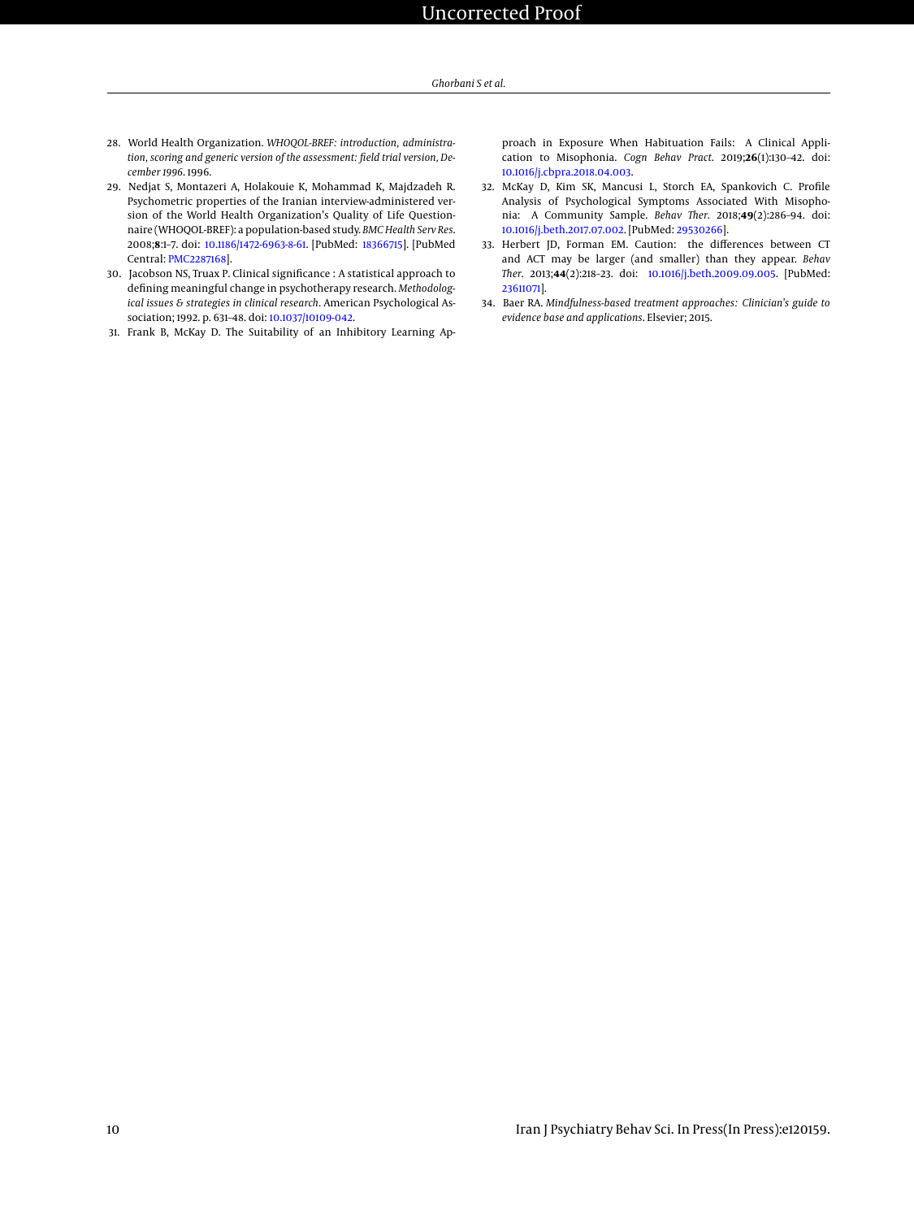28. World Health Organization. *WHOQOL-BREF: introduction, administration, scoring and generic version of the assessment: field trial version, December 1996*. 1996.
29. Nedjat S, Montazeri A, Holakouie K, Mohammad K, Majdzadeh R. Psychometric properties of the Iranian interview-administered version of the World Health Organization's Quality of Life Questionnaire (WHOQOL-BREF): a population-based study. *BMC Health Serv Res*. 2008;**8**:1–7. doi: 10.1186/1472-6963-8-61. [PubMed: 18366715]. [PubMed Central: PMC2287168].
30. Jacobson NS, Truax P. Clinical significance : A statistical approach to defining meaningful change in psychotherapy research. *Methodological issues & strategies in clinical research*. American Psychological Association; 1992. p. 631–48. doi: 10.1037/10109-042.
31. Frank B, McKay D. The Suitability of an Inhibitory Learning Approach in Exposure When Habituation Fails: A Clinical Application to Misophonia. *Cogn Behav Pract*. 2019;**26**(1):130–42. doi: 10.1016/j.cbpra.2018.04.003.
32. McKay D, Kim SK, Mancusi L, Storch EA, Spankovich C. Profile Analysis of Psychological Symptoms Associated With Misophonia: A Community Sample. *Behav Ther*. 2018;**49**(2):286–94. doi: 10.1016/j.beth.2017.07.002. [PubMed: 29530266].
33. Herbert JD, Forman EM. Caution: the differences between CT and ACT may be larger (and smaller) than they appear. *Behav Ther*. 2013;**44**(2):218–23. doi: 10.1016/j.beth.2009.09.005. [PubMed: 23611071].
34. Baer RA. *Mindfulness-based treatment approaches: Clinician's guide to evidence base and applications*. Elsevier; 2015.